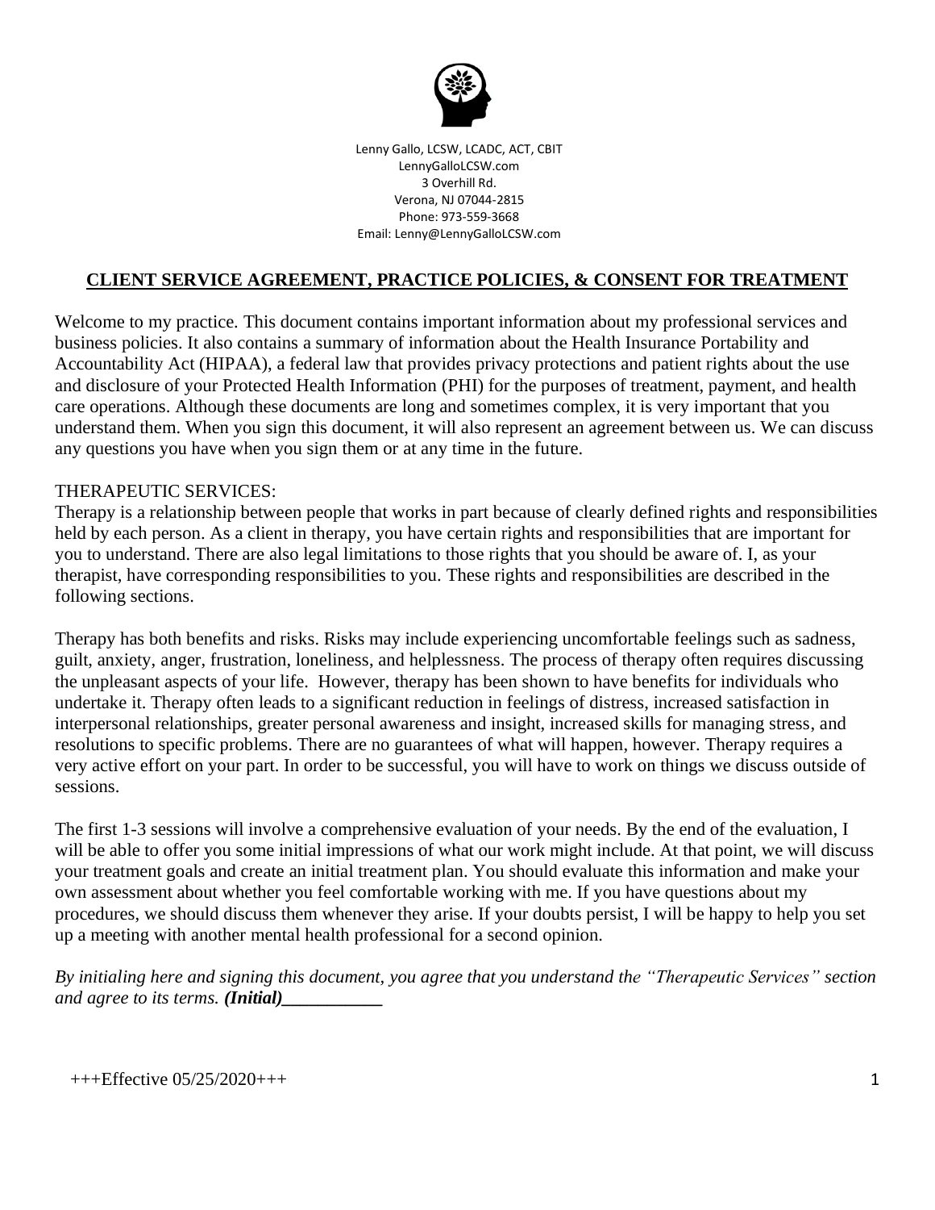Lenny Gallo, LCSW, LCADC, ACT, CBIT
LennyGalloLCSW.com
3 Overhill Rd.
Verona, NJ 07044-2815
Phone: 973-559-3668
Email: Lenny@LennyGalloLCSW.com

# CLIENT SERVICE AGREEMENT, PRACTICE POLICIES, & CONSENT FOR TREATMENT

Welcome to my practice. This document contains important information about my professional services and business policies. It also contains a summary of information about the Health Insurance Portability and Accountability Act (HIPAA), a federal law that provides privacy protections and patient rights about the use and disclosure of your Protected Health Information (PHI) for the purposes of treatment, payment, and health care operations. Although these documents are long and sometimes complex, it is very important that you understand them. When you sign this document, it will also represent an agreement between us. We can discuss any questions you have when you sign them or at any time in the future.

## THERAPEUTIC SERVICES:

Therapy is a relationship between people that works in part because of clearly defined rights and responsibilities held by each person. As a client in therapy, you have certain rights and responsibilities that are important for you to understand. There are also legal limitations to those rights that you should be aware of. I, as your therapist, have corresponding responsibilities to you. These rights and responsibilities are described in the following sections.

Therapy has both benefits and risks. Risks may include experiencing uncomfortable feelings such as sadness, guilt, anxiety, anger, frustration, loneliness, and helplessness. The process of therapy often requires discussing the unpleasant aspects of your life. However, therapy has been shown to have benefits for individuals who undertake it. Therapy often leads to a significant reduction in feelings of distress, increased satisfaction in interpersonal relationships, greater personal awareness and insight, increased skills for managing stress, and resolutions to specific problems. There are no guarantees of what will happen, however. Therapy requires a very active effort on your part. In order to be successful, you will have to work on things we discuss outside of sessions.

The first 1-3 sessions will involve a comprehensive evaluation of your needs. By the end of the evaluation, I will be able to offer you some initial impressions of what our work might include. At that point, we will discuss your treatment goals and create an initial treatment plan. You should evaluate this information and make your own assessment about whether you feel comfortable working with me. If you have questions about my procedures, we should discuss them whenever they arise. If your doubts persist, I will be happy to help you set up a meeting with another mental health professional for a second opinion.

*By initialing here and signing this document, you agree that you understand the "Therapeutic Services" section and agree to its terms.* ***(Initial)___________***

+++Effective 05/25/2020+++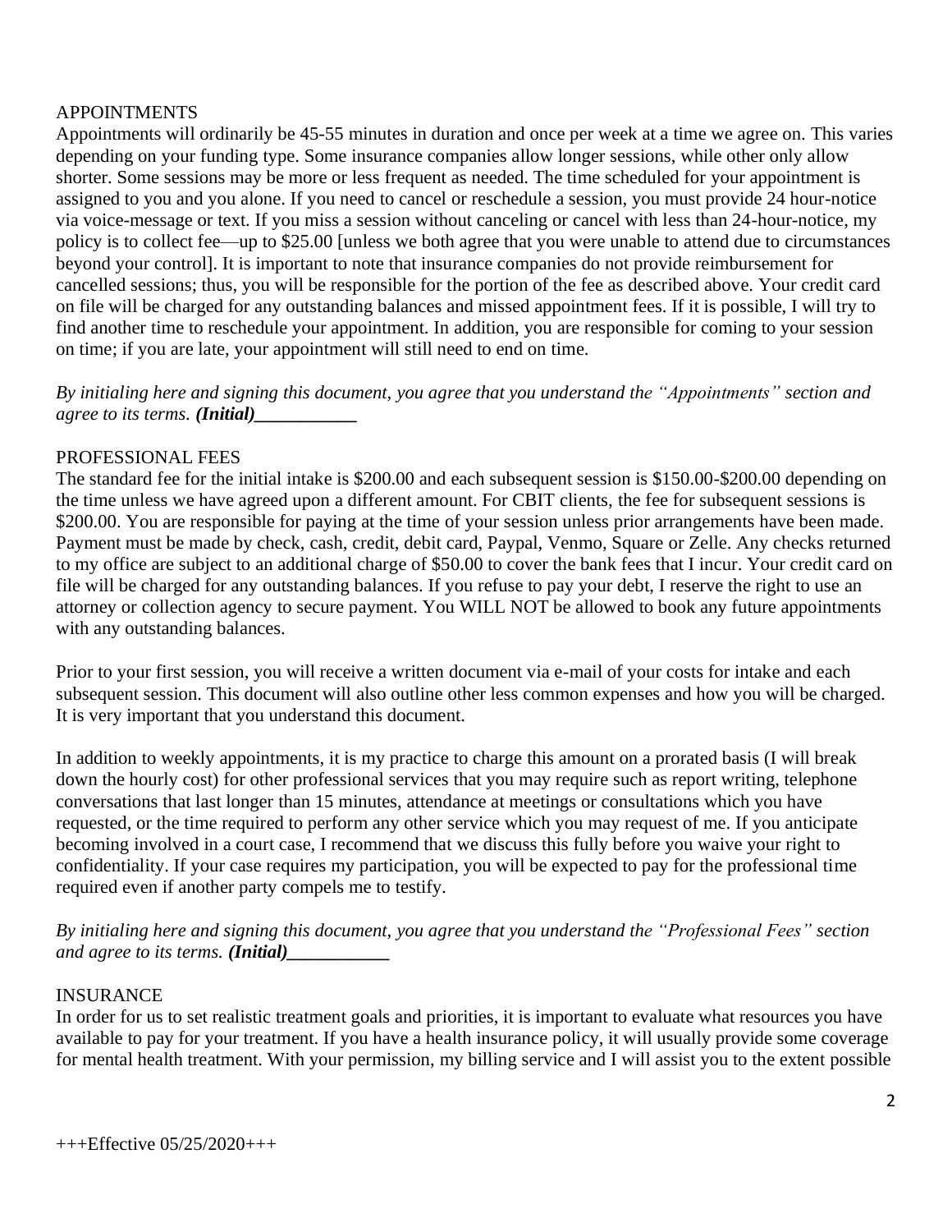## APPOINTMENTS

Appointments will ordinarily be 45-55 minutes in duration and once per week at a time we agree on. This varies depending on your funding type. Some insurance companies allow longer sessions, while other only allow shorter. Some sessions may be more or less frequent as needed. The time scheduled for your appointment is assigned to you and you alone. If you need to cancel or reschedule a session, you must provide 24 hour-notice via voice-message or text. If you miss a session without canceling or cancel with less than 24-hour-notice, my policy is to collect fee—up to $25.00 [unless we both agree that you were unable to attend due to circumstances beyond your control]. It is important to note that insurance companies do not provide reimbursement for cancelled sessions; thus, you will be responsible for the portion of the fee as described above. Your credit card on file will be charged for any outstanding balances and missed appointment fees. If it is possible, I will try to find another time to reschedule your appointment. In addition, you are responsible for coming to your session on time; if you are late, your appointment will still need to end on time.

*By initialing here and signing this document, you agree that you understand the "Appointments" section and agree to its terms.* ***(Initial)___________***

## PROFESSIONAL FEES

The standard fee for the initial intake is $200.00 and each subsequent session is $150.00-$200.00 depending on the time unless we have agreed upon a different amount. For CBIT clients, the fee for subsequent sessions is $200.00. You are responsible for paying at the time of your session unless prior arrangements have been made. Payment must be made by check, cash, credit, debit card, Paypal, Venmo, Square or Zelle. Any checks returned to my office are subject to an additional charge of $50.00 to cover the bank fees that I incur. Your credit card on file will be charged for any outstanding balances. If you refuse to pay your debt, I reserve the right to use an attorney or collection agency to secure payment. You WILL NOT be allowed to book any future appointments with any outstanding balances.

Prior to your first session, you will receive a written document via e-mail of your costs for intake and each subsequent session. This document will also outline other less common expenses and how you will be charged. It is very important that you understand this document.

In addition to weekly appointments, it is my practice to charge this amount on a prorated basis (I will break down the hourly cost) for other professional services that you may require such as report writing, telephone conversations that last longer than 15 minutes, attendance at meetings or consultations which you have requested, or the time required to perform any other service which you may request of me. If you anticipate becoming involved in a court case, I recommend that we discuss this fully before you waive your right to confidentiality. If your case requires my participation, you will be expected to pay for the professional time required even if another party compels me to testify.

*By initialing here and signing this document, you agree that you understand the "Professional Fees" section and agree to its terms.* ***(Initial)___________***

## INSURANCE

In order for us to set realistic treatment goals and priorities, it is important to evaluate what resources you have available to pay for your treatment. If you have a health insurance policy, it will usually provide some coverage for mental health treatment. With your permission, my billing service and I will assist you to the extent possible

+++Effective 05/25/2020+++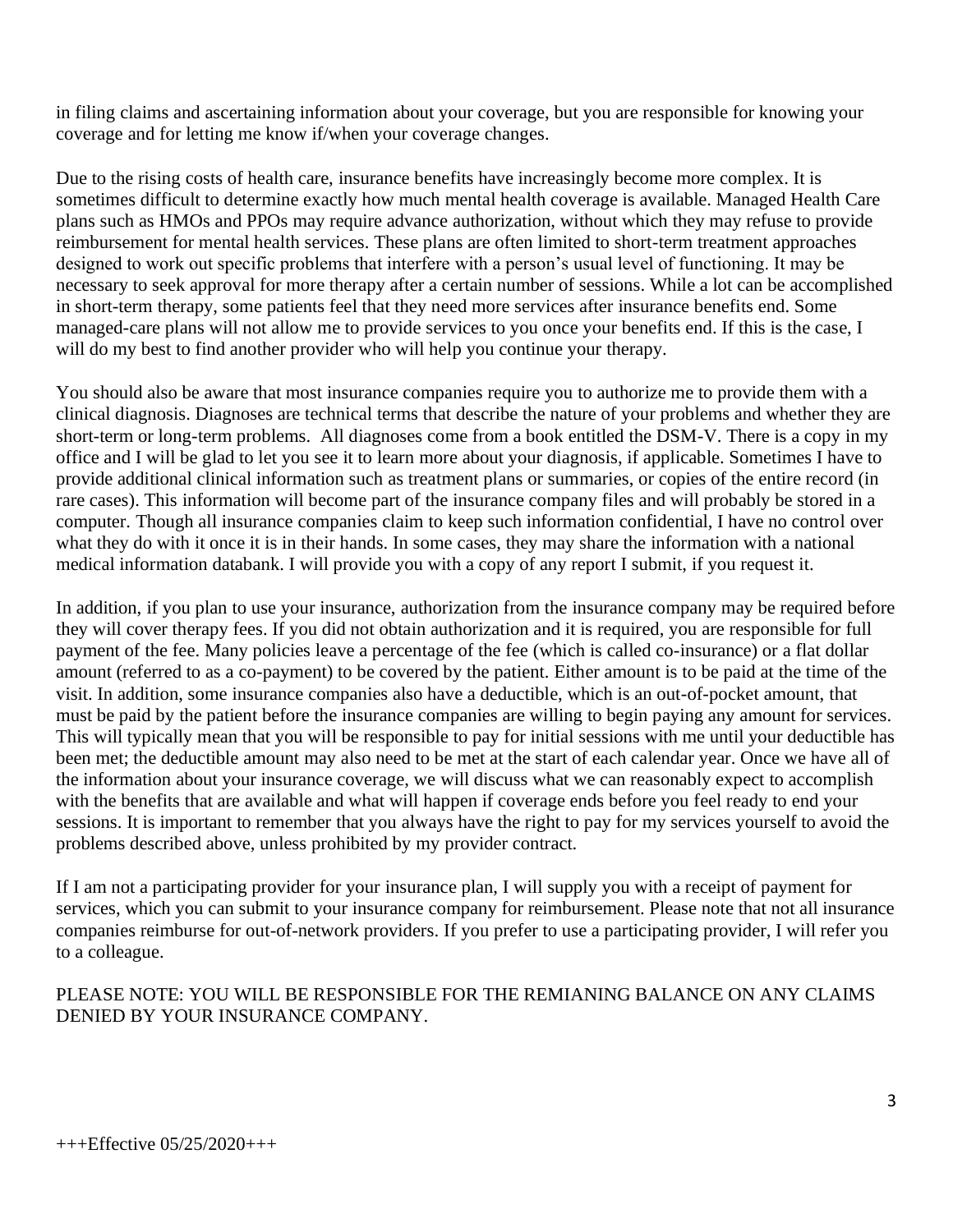in filing claims and ascertaining information about your coverage, but you are responsible for knowing your coverage and for letting me know if/when your coverage changes.

Due to the rising costs of health care, insurance benefits have increasingly become more complex. It is sometimes difficult to determine exactly how much mental health coverage is available. Managed Health Care plans such as HMOs and PPOs may require advance authorization, without which they may refuse to provide reimbursement for mental health services. These plans are often limited to short-term treatment approaches designed to work out specific problems that interfere with a person's usual level of functioning. It may be necessary to seek approval for more therapy after a certain number of sessions. While a lot can be accomplished in short-term therapy, some patients feel that they need more services after insurance benefits end. Some managed-care plans will not allow me to provide services to you once your benefits end. If this is the case, I will do my best to find another provider who will help you continue your therapy.

You should also be aware that most insurance companies require you to authorize me to provide them with a clinical diagnosis. Diagnoses are technical terms that describe the nature of your problems and whether they are short-term or long-term problems. All diagnoses come from a book entitled the DSM-V. There is a copy in my office and I will be glad to let you see it to learn more about your diagnosis, if applicable. Sometimes I have to provide additional clinical information such as treatment plans or summaries, or copies of the entire record (in rare cases). This information will become part of the insurance company files and will probably be stored in a computer. Though all insurance companies claim to keep such information confidential, I have no control over what they do with it once it is in their hands. In some cases, they may share the information with a national medical information databank. I will provide you with a copy of any report I submit, if you request it.

In addition, if you plan to use your insurance, authorization from the insurance company may be required before they will cover therapy fees. If you did not obtain authorization and it is required, you are responsible for full payment of the fee. Many policies leave a percentage of the fee (which is called co-insurance) or a flat dollar amount (referred to as a co-payment) to be covered by the patient. Either amount is to be paid at the time of the visit. In addition, some insurance companies also have a deductible, which is an out-of-pocket amount, that must be paid by the patient before the insurance companies are willing to begin paying any amount for services. This will typically mean that you will be responsible to pay for initial sessions with me until your deductible has been met; the deductible amount may also need to be met at the start of each calendar year. Once we have all of the information about your insurance coverage, we will discuss what we can reasonably expect to accomplish with the benefits that are available and what will happen if coverage ends before you feel ready to end your sessions. It is important to remember that you always have the right to pay for my services yourself to avoid the problems described above, unless prohibited by my provider contract.

If I am not a participating provider for your insurance plan, I will supply you with a receipt of payment for services, which you can submit to your insurance company for reimbursement. Please note that not all insurance companies reimburse for out-of-network providers. If you prefer to use a participating provider, I will refer you to a colleague.

PLEASE NOTE: YOU WILL BE RESPONSIBLE FOR THE REMIANING BALANCE ON ANY CLAIMS DENIED BY YOUR INSURANCE COMPANY.

+++Effective 05/25/2020+++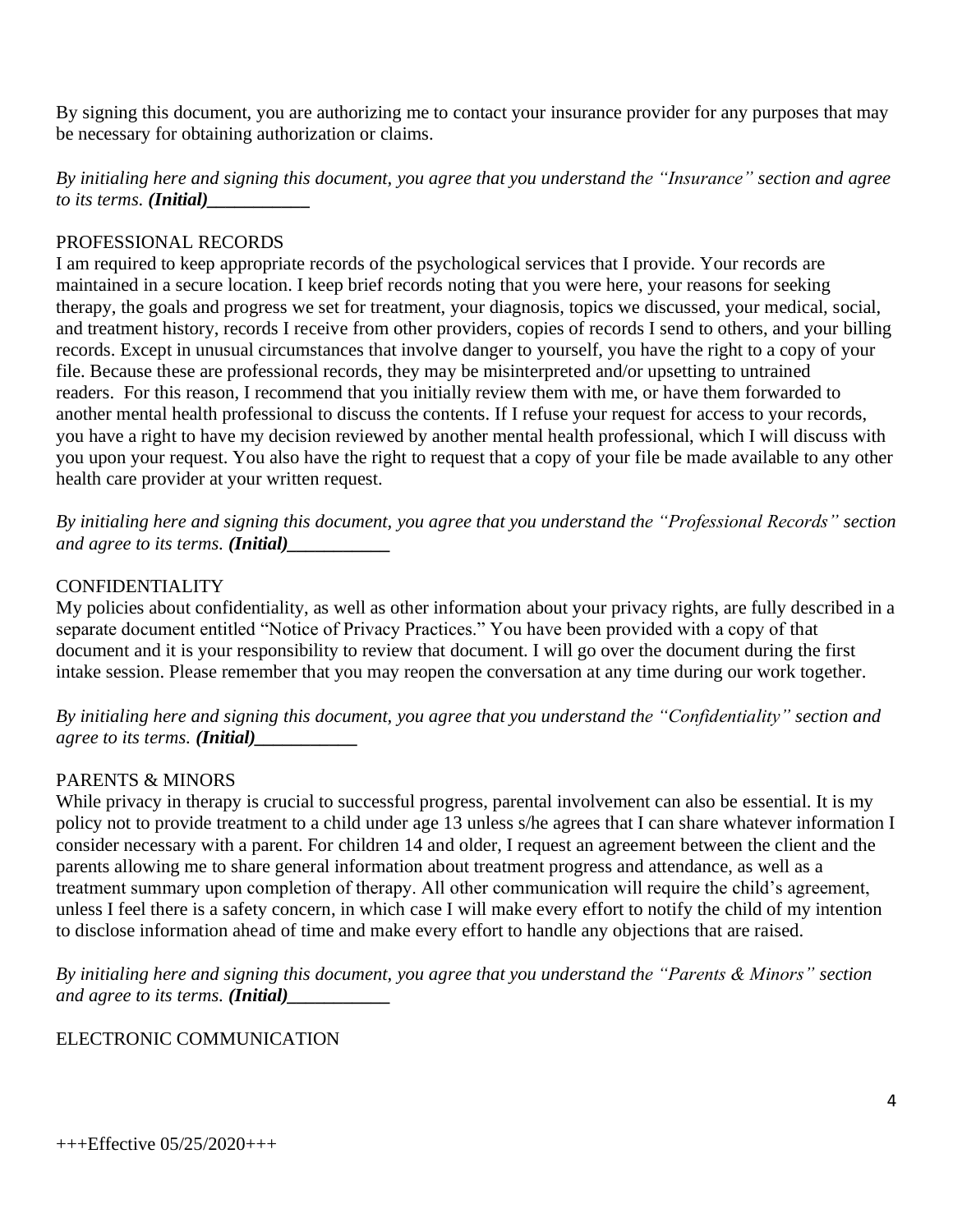By signing this document, you are authorizing me to contact your insurance provider for any purposes that may be necessary for obtaining authorization or claims.

*By initialing here and signing this document, you agree that you understand the "Insurance" section and agree to its terms.* ***(Initial)___________***

## PROFESSIONAL RECORDS

I am required to keep appropriate records of the psychological services that I provide. Your records are maintained in a secure location. I keep brief records noting that you were here, your reasons for seeking therapy, the goals and progress we set for treatment, your diagnosis, topics we discussed, your medical, social, and treatment history, records I receive from other providers, copies of records I send to others, and your billing records. Except in unusual circumstances that involve danger to yourself, you have the right to a copy of your file. Because these are professional records, they may be misinterpreted and/or upsetting to untrained readers. For this reason, I recommend that you initially review them with me, or have them forwarded to another mental health professional to discuss the contents. If I refuse your request for access to your records, you have a right to have my decision reviewed by another mental health professional, which I will discuss with you upon your request. You also have the right to request that a copy of your file be made available to any other health care provider at your written request.

*By initialing here and signing this document, you agree that you understand the "Professional Records" section and agree to its terms.* ***(Initial)___________***

## CONFIDENTIALITY

My policies about confidentiality, as well as other information about your privacy rights, are fully described in a separate document entitled "Notice of Privacy Practices." You have been provided with a copy of that document and it is your responsibility to review that document. I will go over the document during the first intake session. Please remember that you may reopen the conversation at any time during our work together.

*By initialing here and signing this document, you agree that you understand the "Confidentiality" section and agree to its terms.* ***(Initial)___________***

## PARENTS & MINORS

While privacy in therapy is crucial to successful progress, parental involvement can also be essential. It is my policy not to provide treatment to a child under age 13 unless s/he agrees that I can share whatever information I consider necessary with a parent. For children 14 and older, I request an agreement between the client and the parents allowing me to share general information about treatment progress and attendance, as well as a treatment summary upon completion of therapy. All other communication will require the child's agreement, unless I feel there is a safety concern, in which case I will make every effort to notify the child of my intention to disclose information ahead of time and make every effort to handle any objections that are raised.

*By initialing here and signing this document, you agree that you understand the "Parents & Minors" section and agree to its terms.* ***(Initial)___________***

## ELECTRONIC COMMUNICATION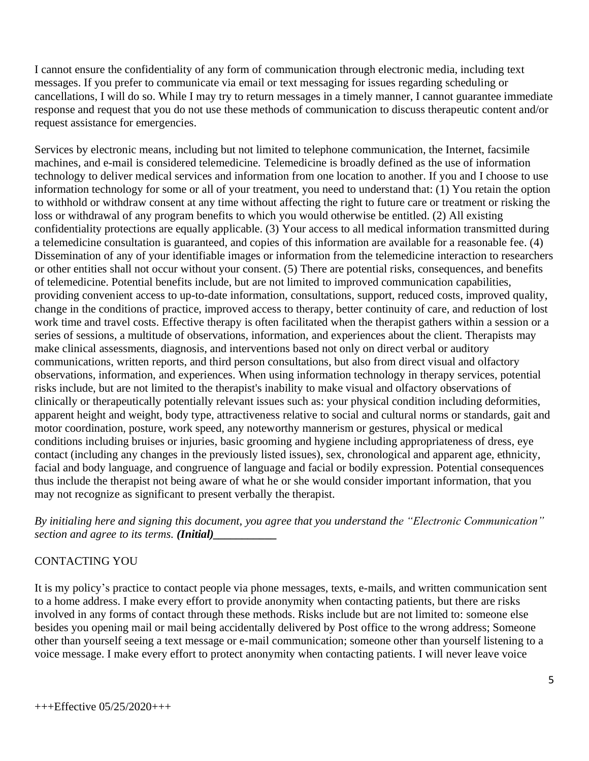I cannot ensure the confidentiality of any form of communication through electronic media, including text messages. If you prefer to communicate via email or text messaging for issues regarding scheduling or cancellations, I will do so. While I may try to return messages in a timely manner, I cannot guarantee immediate response and request that you do not use these methods of communication to discuss therapeutic content and/or request assistance for emergencies.

Services by electronic means, including but not limited to telephone communication, the Internet, facsimile machines, and e-mail is considered telemedicine. Telemedicine is broadly defined as the use of information technology to deliver medical services and information from one location to another. If you and I choose to use information technology for some or all of your treatment, you need to understand that: (1) You retain the option to withhold or withdraw consent at any time without affecting the right to future care or treatment or risking the loss or withdrawal of any program benefits to which you would otherwise be entitled. (2) All existing confidentiality protections are equally applicable. (3) Your access to all medical information transmitted during a telemedicine consultation is guaranteed, and copies of this information are available for a reasonable fee. (4) Dissemination of any of your identifiable images or information from the telemedicine interaction to researchers or other entities shall not occur without your consent. (5) There are potential risks, consequences, and benefits of telemedicine. Potential benefits include, but are not limited to improved communication capabilities, providing convenient access to up-to-date information, consultations, support, reduced costs, improved quality, change in the conditions of practice, improved access to therapy, better continuity of care, and reduction of lost work time and travel costs. Effective therapy is often facilitated when the therapist gathers within a session or a series of sessions, a multitude of observations, information, and experiences about the client. Therapists may make clinical assessments, diagnosis, and interventions based not only on direct verbal or auditory communications, written reports, and third person consultations, but also from direct visual and olfactory observations, information, and experiences. When using information technology in therapy services, potential risks include, but are not limited to the therapist's inability to make visual and olfactory observations of clinically or therapeutically potentially relevant issues such as: your physical condition including deformities, apparent height and weight, body type, attractiveness relative to social and cultural norms or standards, gait and motor coordination, posture, work speed, any noteworthy mannerism or gestures, physical or medical conditions including bruises or injuries, basic grooming and hygiene including appropriateness of dress, eye contact (including any changes in the previously listed issues), sex, chronological and apparent age, ethnicity, facial and body language, and congruence of language and facial or bodily expression. Potential consequences thus include the therapist not being aware of what he or she would consider important information, that you may not recognize as significant to present verbally the therapist.

*By initialing here and signing this document, you agree that you understand the "Electronic Communication" section and agree to its terms.* ***(Initial)___________***

CONTACTING YOU

It is my policy's practice to contact people via phone messages, texts, e-mails, and written communication sent to a home address. I make every effort to provide anonymity when contacting patients, but there are risks involved in any forms of contact through these methods. Risks include but are not limited to: someone else besides you opening mail or mail being accidentally delivered by Post office to the wrong address; Someone other than yourself seeing a text message or e-mail communication; someone other than yourself listening to a voice message. I make every effort to protect anonymity when contacting patients. I will never leave voice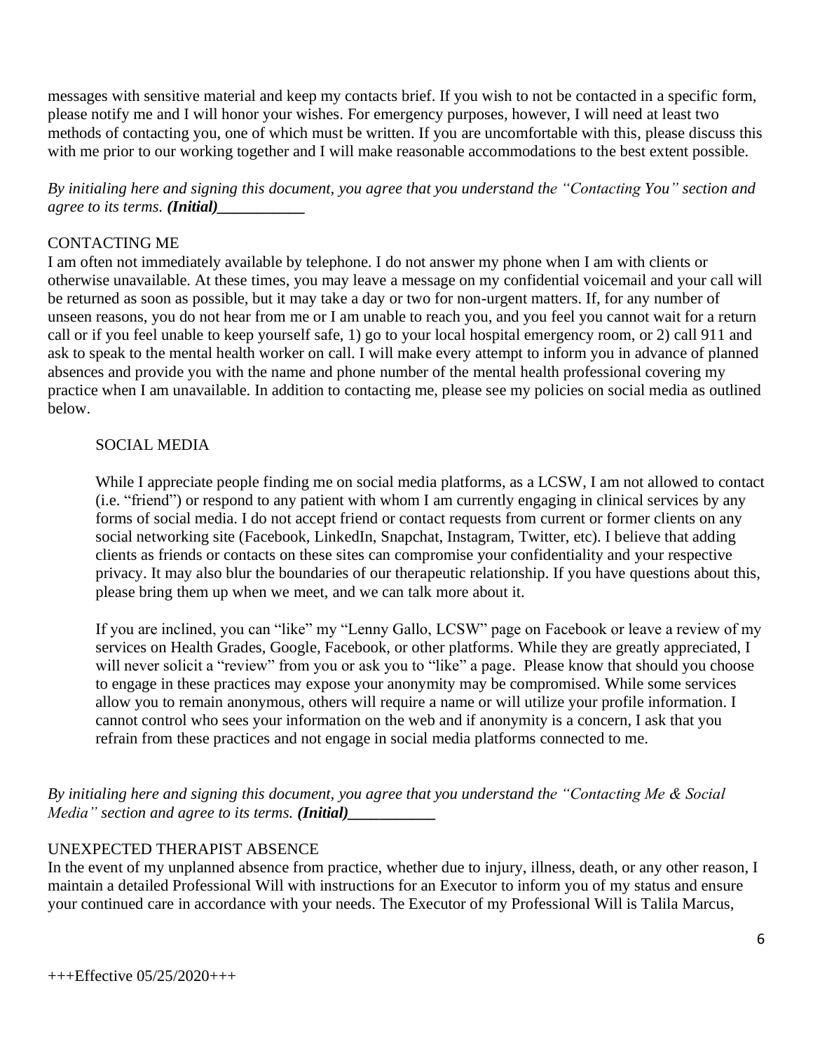messages with sensitive material and keep my contacts brief. If you wish to not be contacted in a specific form, please notify me and I will honor your wishes. For emergency purposes, however, I will need at least two methods of contacting you, one of which must be written. If you are uncomfortable with this, please discuss this with me prior to our working together and I will make reasonable accommodations to the best extent possible.

*By initialing here and signing this document, you agree that you understand the "Contacting You" section and agree to its terms.* ***(Initial)___________***

## CONTACTING ME

I am often not immediately available by telephone. I do not answer my phone when I am with clients or otherwise unavailable. At these times, you may leave a message on my confidential voicemail and your call will be returned as soon as possible, but it may take a day or two for non-urgent matters. If, for any number of unseen reasons, you do not hear from me or I am unable to reach you, and you feel you cannot wait for a return call or if you feel unable to keep yourself safe, 1) go to your local hospital emergency room, or 2) call 911 and ask to speak to the mental health worker on call. I will make every attempt to inform you in advance of planned absences and provide you with the name and phone number of the mental health professional covering my practice when I am unavailable. In addition to contacting me, please see my policies on social media as outlined below.

### SOCIAL MEDIA

While I appreciate people finding me on social media platforms, as a LCSW, I am not allowed to contact (i.e. "friend") or respond to any patient with whom I am currently engaging in clinical services by any forms of social media. I do not accept friend or contact requests from current or former clients on any social networking site (Facebook, LinkedIn, Snapchat, Instagram, Twitter, etc). I believe that adding clients as friends or contacts on these sites can compromise your confidentiality and your respective privacy. It may also blur the boundaries of our therapeutic relationship. If you have questions about this, please bring them up when we meet, and we can talk more about it.

If you are inclined, you can "like" my "Lenny Gallo, LCSW" page on Facebook or leave a review of my services on Health Grades, Google, Facebook, or other platforms. While they are greatly appreciated, I will never solicit a "review" from you or ask you to "like" a page. Please know that should you choose to engage in these practices may expose your anonymity may be compromised. While some services allow you to remain anonymous, others will require a name or will utilize your profile information. I cannot control who sees your information on the web and if anonymity is a concern, I ask that you refrain from these practices and not engage in social media platforms connected to me.

*By initialing here and signing this document, you agree that you understand the "Contacting Me & Social Media" section and agree to its terms.* ***(Initial)___________***

## UNEXPECTED THERAPIST ABSENCE

In the event of my unplanned absence from practice, whether due to injury, illness, death, or any other reason, I maintain a detailed Professional Will with instructions for an Executor to inform you of my status and ensure your continued care in accordance with your needs. The Executor of my Professional Will is Talila Marcus,

+++Effective 05/25/2020+++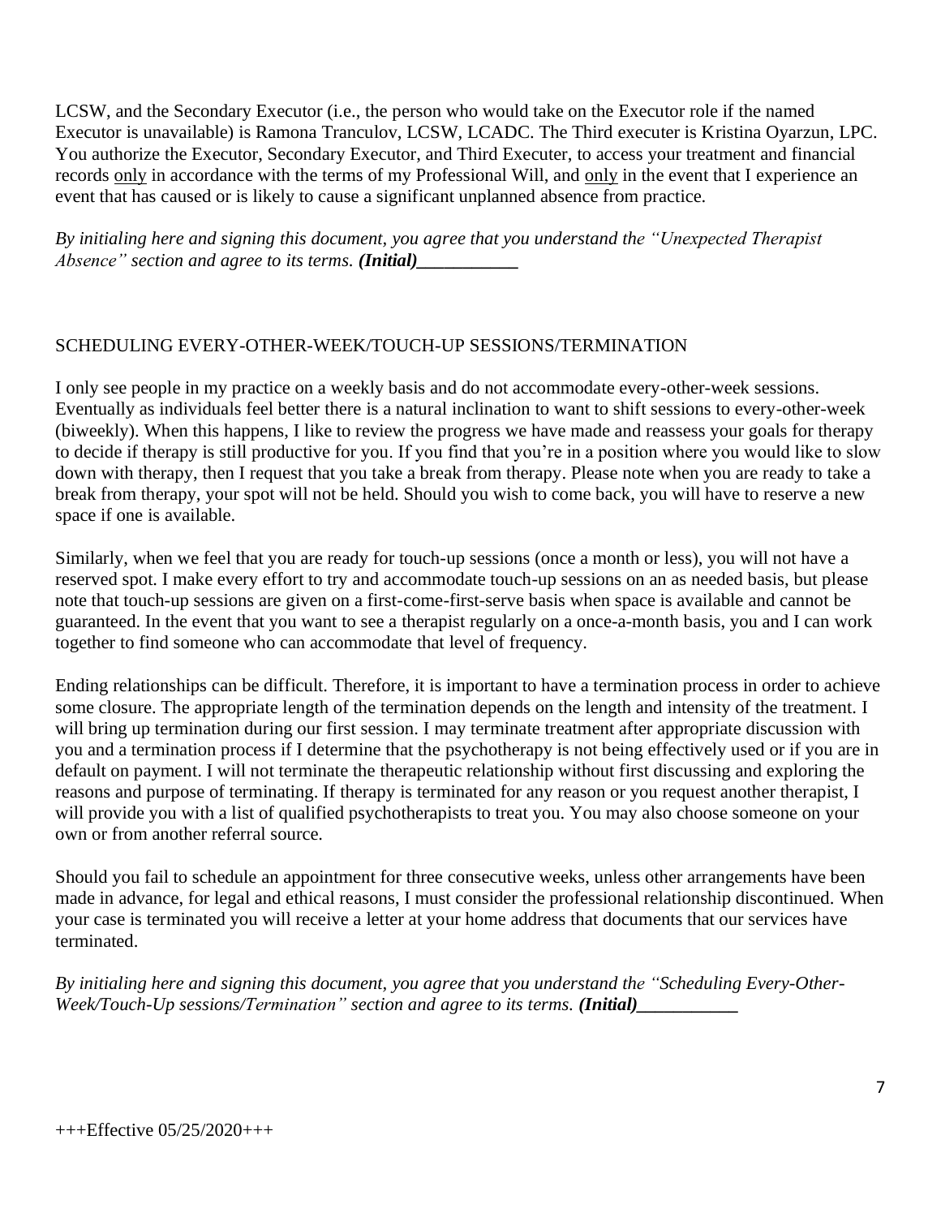LCSW, and the Secondary Executor (i.e., the person who would take on the Executor role if the named Executor is unavailable) is Ramona Tranculov, LCSW, LCADC. The Third executer is Kristina Oyarzun, LPC. You authorize the Executor, Secondary Executor, and Third Executer, to access your treatment and financial records <u>only</u> in accordance with the terms of my Professional Will, and <u>only</u> in the event that I experience an event that has caused or is likely to cause a significant unplanned absence from practice.

*By initialing here and signing this document, you agree that you understand the "Unexpected Therapist Absence" section and agree to its terms.* ***(Initial)___________***

SCHEDULING EVERY-OTHER-WEEK/TOUCH-UP SESSIONS/TERMINATION

I only see people in my practice on a weekly basis and do not accommodate every-other-week sessions. Eventually as individuals feel better there is a natural inclination to want to shift sessions to every-other-week (biweekly). When this happens, I like to review the progress we have made and reassess your goals for therapy to decide if therapy is still productive for you. If you find that you're in a position where you would like to slow down with therapy, then I request that you take a break from therapy. Please note when you are ready to take a break from therapy, your spot will not be held. Should you wish to come back, you will have to reserve a new space if one is available.

Similarly, when we feel that you are ready for touch-up sessions (once a month or less), you will not have a reserved spot. I make every effort to try and accommodate touch-up sessions on an as needed basis, but please note that touch-up sessions are given on a first-come-first-serve basis when space is available and cannot be guaranteed. In the event that you want to see a therapist regularly on a once-a-month basis, you and I can work together to find someone who can accommodate that level of frequency.

Ending relationships can be difficult. Therefore, it is important to have a termination process in order to achieve some closure. The appropriate length of the termination depends on the length and intensity of the treatment. I will bring up termination during our first session. I may terminate treatment after appropriate discussion with you and a termination process if I determine that the psychotherapy is not being effectively used or if you are in default on payment. I will not terminate the therapeutic relationship without first discussing and exploring the reasons and purpose of terminating. If therapy is terminated for any reason or you request another therapist, I will provide you with a list of qualified psychotherapists to treat you. You may also choose someone on your own or from another referral source.

Should you fail to schedule an appointment for three consecutive weeks, unless other arrangements have been made in advance, for legal and ethical reasons, I must consider the professional relationship discontinued. When your case is terminated you will receive a letter at your home address that documents that our services have terminated.

*By initialing here and signing this document, you agree that you understand the "Scheduling Every-Other-Week/Touch-Up sessions/Termination" section and agree to its terms.* ***(Initial)___________***

+++Effective 05/25/2020+++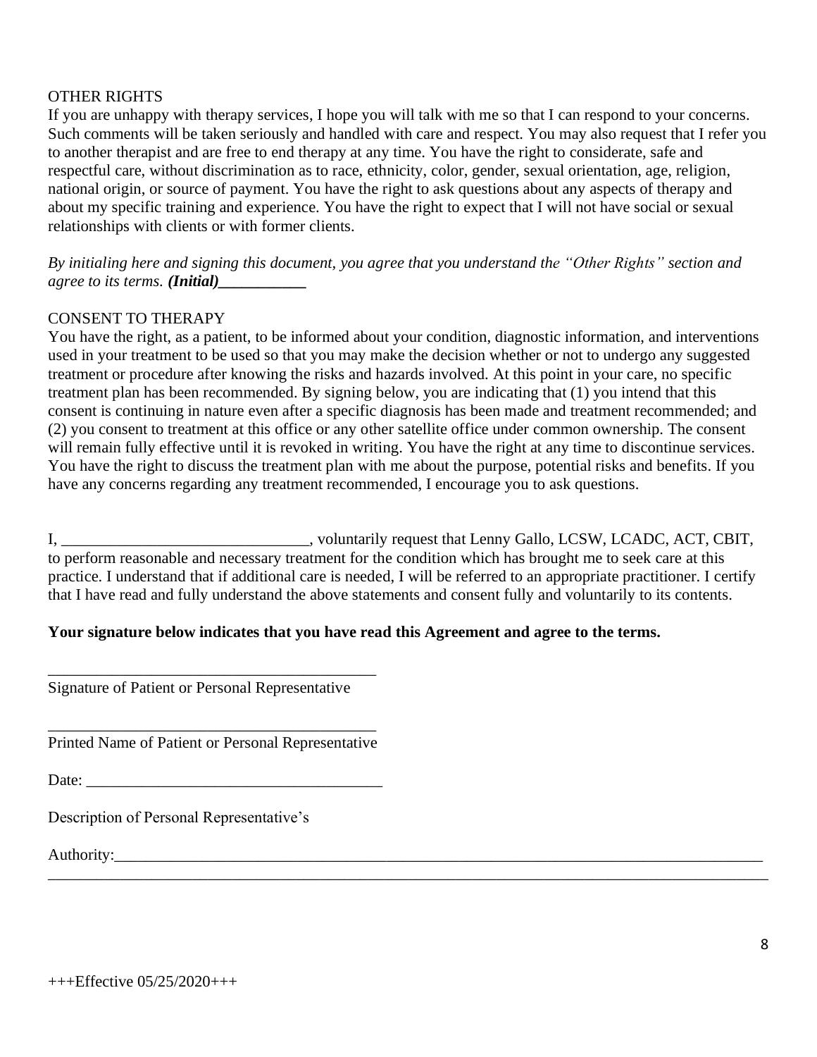## OTHER RIGHTS

If you are unhappy with therapy services, I hope you will talk with me so that I can respond to your concerns. Such comments will be taken seriously and handled with care and respect. You may also request that I refer you to another therapist and are free to end therapy at any time. You have the right to considerate, safe and respectful care, without discrimination as to race, ethnicity, color, gender, sexual orientation, age, religion, national origin, or source of payment. You have the right to ask questions about any aspects of therapy and about my specific training and experience. You have the right to expect that I will not have social or sexual relationships with clients or with former clients.

*By initialing here and signing this document, you agree that you understand the "Other Rights" section and agree to its terms.* ***(Initial)___________***

## CONSENT TO THERAPY

You have the right, as a patient, to be informed about your condition, diagnostic information, and interventions used in your treatment to be used so that you may make the decision whether or not to undergo any suggested treatment or procedure after knowing the risks and hazards involved. At this point in your care, no specific treatment plan has been recommended. By signing below, you are indicating that (1) you intend that this consent is continuing in nature even after a specific diagnosis has been made and treatment recommended; and (2) you consent to treatment at this office or any other satellite office under common ownership. The consent will remain fully effective until it is revoked in writing. You have the right at any time to discontinue services. You have the right to discuss the treatment plan with me about the purpose, potential risks and benefits. If you have any concerns regarding any treatment recommended, I encourage you to ask questions.

I, _______________________________, voluntarily request that Lenny Gallo, LCSW, LCADC, ACT, CBIT, to perform reasonable and necessary treatment for the condition which has brought me to seek care at this practice. I understand that if additional care is needed, I will be referred to an appropriate practitioner. I certify that I have read and fully understand the above statements and consent fully and voluntarily to its contents.

**Your signature below indicates that you have read this Agreement and agree to the terms.**

__________________________________________
Signature of Patient or Personal Representative

__________________________________________
Printed Name of Patient or Personal Representative

Date: _____________________________________

Description of Personal Representative's

Authority:___________________________________________________________________________________

______________________________________________________________________________________________

+++Effective 05/25/2020+++